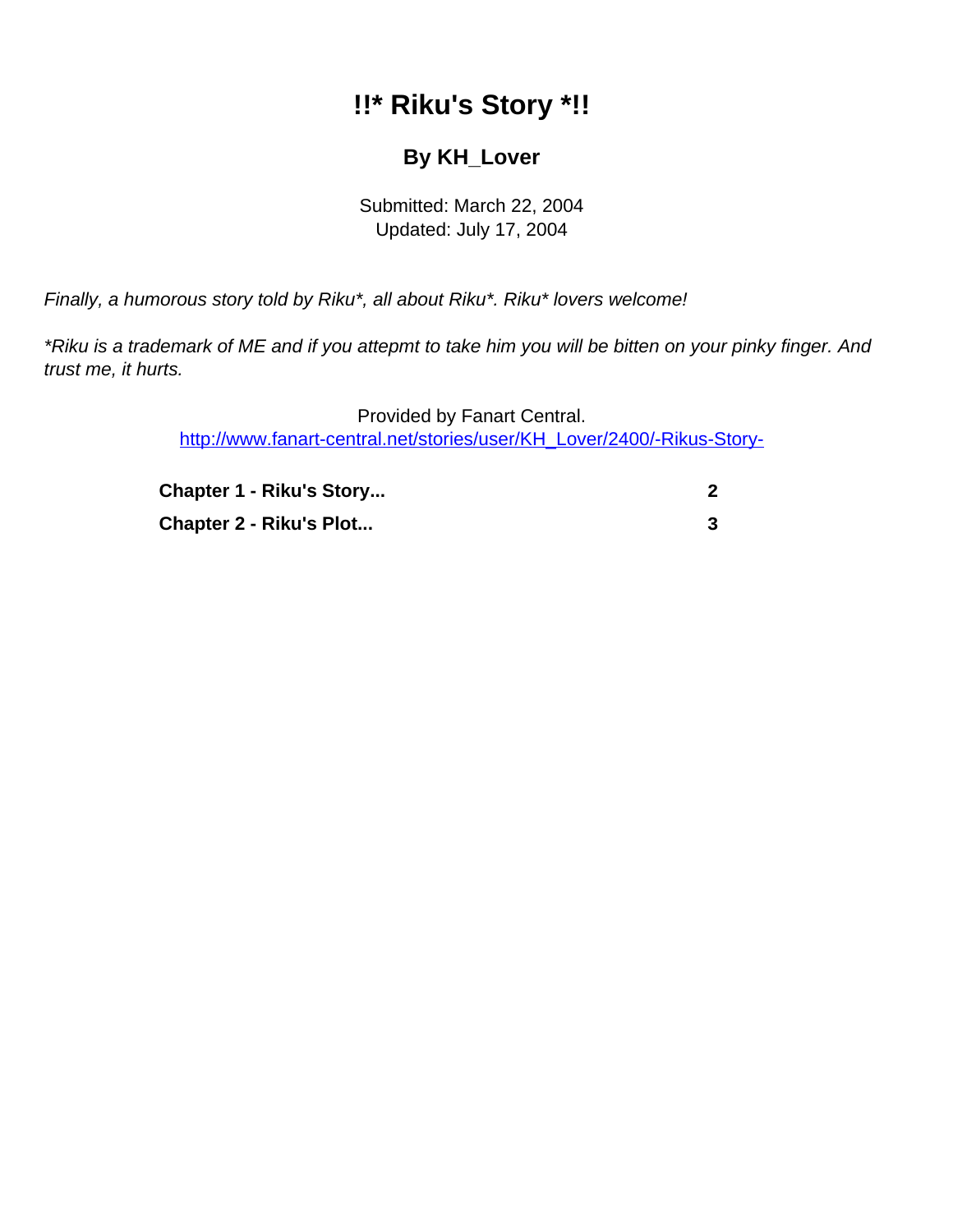# !!* Riku's Story *!!

## By KH_Lover

Submitted: March 22, 2004
Updated: July 17, 2004

*Finally, a humorous story told by Riku*, all about Riku*. Riku* lovers welcome!*

*\*Riku is a trademark of ME and if you attepmt to take him you will be bitten on your pinky finger. And trust me, it hurts.*

Provided by Fanart Central.
[http://www.fanart-central.net/stories/user/KH_Lover/2400/-Rikus-Story-](http://www.fanart-central.net/stories/user/KH_Lover/2400/-Rikus-Story-)

| | |
|---|---|
| **Chapter 1 - Riku's Story...** | **2** |
| **Chapter 2 - Riku's Plot...** | **3** |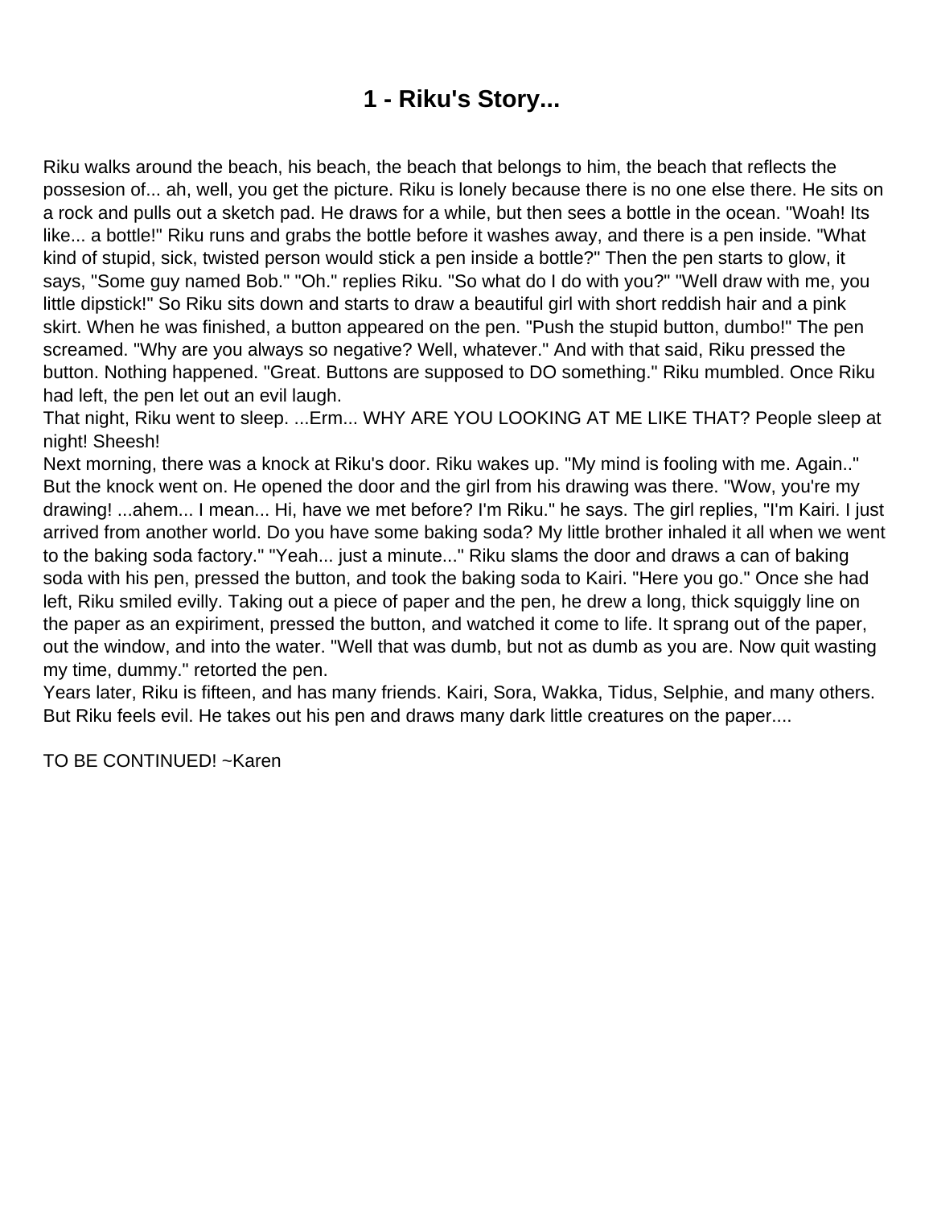# 1 - Riku's Story...

Riku walks around the beach, his beach, the beach that belongs to him, the beach that reflects the possesion of... ah, well, you get the picture. Riku is lonely because there is no one else there. He sits on a rock and pulls out a sketch pad. He draws for a while, but then sees a bottle in the ocean. "Woah! Its like... a bottle!" Riku runs and grabs the bottle before it washes away, and there is a pen inside. "What kind of stupid, sick, twisted person would stick a pen inside a bottle?" Then the pen starts to glow, it says, "Some guy named Bob." "Oh." replies Riku. "So what do I do with you?" "Well draw with me, you little dipstick!" So Riku sits down and starts to draw a beautiful girl with short reddish hair and a pink skirt. When he was finished, a button appeared on the pen. "Push the stupid button, dumbo!" The pen screamed. "Why are you always so negative? Well, whatever." And with that said, Riku pressed the button. Nothing happened. "Great. Buttons are supposed to DO something." Riku mumbled. Once Riku had left, the pen let out an evil laugh.
That night, Riku went to sleep. ...Erm... WHY ARE YOU LOOKING AT ME LIKE THAT? People sleep at night! Sheesh!
Next morning, there was a knock at Riku's door. Riku wakes up. "My mind is fooling with me. Again.." But the knock went on. He opened the door and the girl from his drawing was there. "Wow, you're my drawing! ...ahem... I mean... Hi, have we met before? I'm Riku." he says. The girl replies, "I'm Kairi. I just arrived from another world. Do you have some baking soda? My little brother inhaled it all when we went to the baking soda factory." "Yeah... just a minute..." Riku slams the door and draws a can of baking soda with his pen, pressed the button, and took the baking soda to Kairi. "Here you go." Once she had left, Riku smiled evilly. Taking out a piece of paper and the pen, he drew a long, thick squiggly line on the paper as an expiriment, pressed the button, and watched it come to life. It sprang out of the paper, out the window, and into the water. "Well that was dumb, but not as dumb as you are. Now quit wasting my time, dummy." retorted the pen.
Years later, Riku is fifteen, and has many friends. Kairi, Sora, Wakka, Tidus, Selphie, and many others. But Riku feels evil. He takes out his pen and draws many dark little creatures on the paper....

TO BE CONTINUED! ~Karen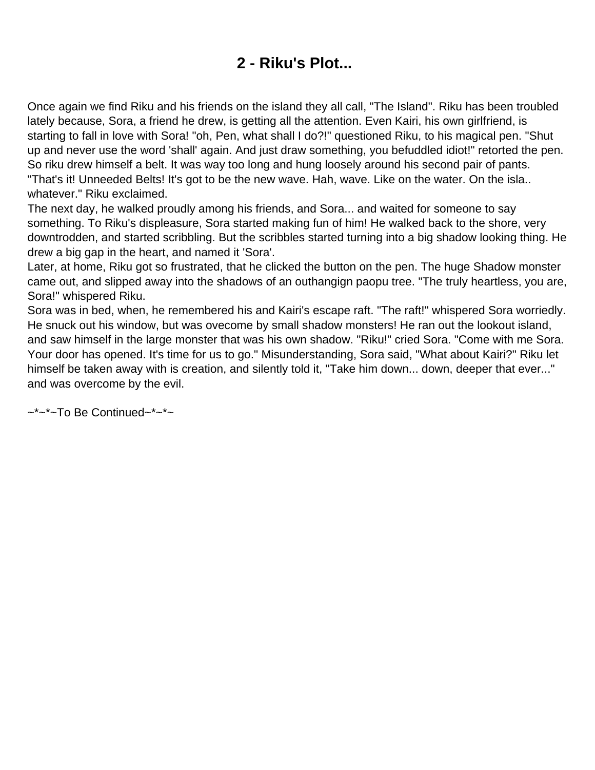## 2 - Riku's Plot...

Once again we find Riku and his friends on the island they all call, "The Island". Riku has been troubled lately because, Sora, a friend he drew, is getting all the attention. Even Kairi, his own girlfriend, is starting to fall in love with Sora! "oh, Pen, what shall I do?!" questioned Riku, to his magical pen. "Shut up and never use the word 'shall' again. And just draw something, you befuddled idiot!" retorted the pen. So riku drew himself a belt. It was way too long and hung loosely around his second pair of pants. "That's it! Unneeded Belts! It's got to be the new wave. Hah, wave. Like on the water. On the isla.. whatever." Riku exclaimed.
The next day, he walked proudly among his friends, and Sora... and waited for someone to say something. To Riku's displeasure, Sora started making fun of him! He walked back to the shore, very downtrodden, and started scribbling. But the scribbles started turning into a big shadow looking thing. He drew a big gap in the heart, and named it 'Sora'.
Later, at home, Riku got so frustrated, that he clicked the button on the pen. The huge Shadow monster came out, and slipped away into the shadows of an outhangign paopu tree. "The truly heartless, you are, Sora!" whispered Riku.
Sora was in bed, when, he remembered his and Kairi's escape raft. "The raft!" whispered Sora worriedly. He snuck out his window, but was ovecome by small shadow monsters! He ran out the lookout island, and saw himself in the large monster that was his own shadow. "Riku!" cried Sora. "Come with me Sora. Your door has opened. It's time for us to go." Misunderstanding, Sora said, "What about Kairi?" Riku let himself be taken away with is creation, and silently told it, "Take him down... down, deeper that ever..." and was overcome by the evil.

~*~*~To Be Continued~*~*~